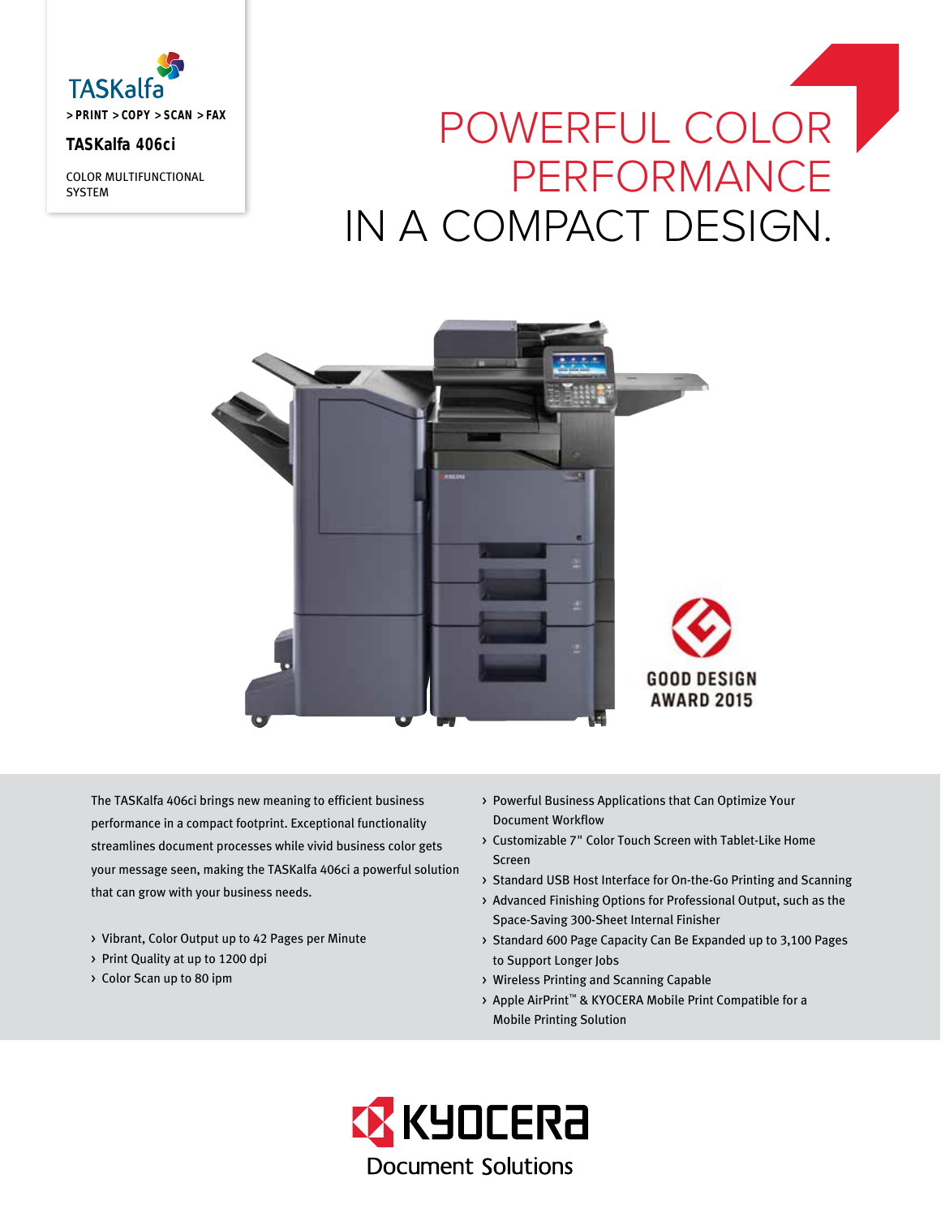TASKalfa

> PRINT > COPY > SCAN > FAX

**TASKalfa 406ci**

COLOR MULTIFUNCTIONAL SYSTEM

# POWERFUL COLOR PERFORMANCE IN A COMPACT DESIGN.

GOOD DESIGN AWARD 2015

The TASKalfa 406ci brings new meaning to efficient business performance in a compact footprint. Exceptional functionality streamlines document processes while vivid business color gets your message seen, making the TASKalfa 406ci a powerful solution that can grow with your business needs.

- Vibrant, Color Output up to 42 Pages per Minute
- Print Quality at up to 1200 dpi
- Color Scan up to 80 ipm
- Powerful Business Applications that Can Optimize Your Document Workflow
- Customizable 7" Color Touch Screen with Tablet-Like Home Screen
- Standard USB Host Interface for On-the-Go Printing and Scanning
- Advanced Finishing Options for Professional Output, such as the Space-Saving 300-Sheet Internal Finisher
- Standard 600 Page Capacity Can Be Expanded up to 3,100 Pages to Support Longer Jobs
- Wireless Printing and Scanning Capable
- Apple AirPrint™ & KYOCERA Mobile Print Compatible for a Mobile Printing Solution

KYOCERA Document Solutions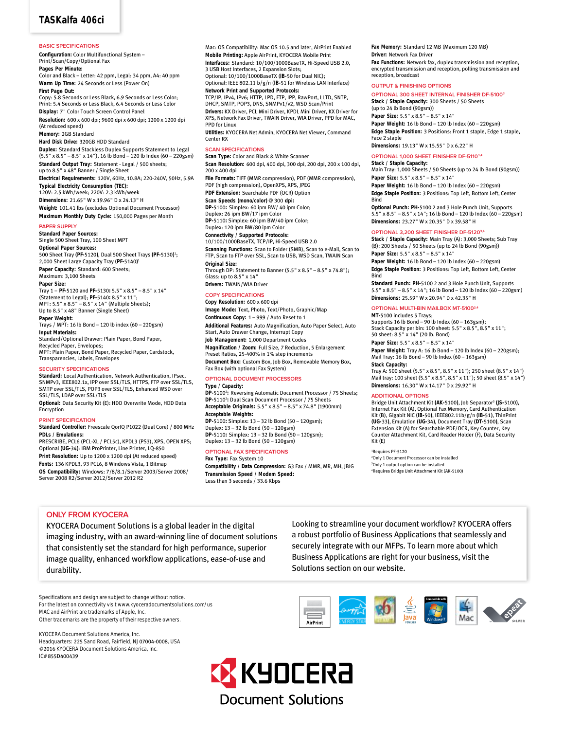# TASKalfa 406ci

## BASIC SPECIFICATIONS

**Configuration:** Color Multifunctional System – Print/Scan/Copy/Optional Fax
**Pages Per Minute:**
Color and Black – Letter: 42 ppm, Legal: 34 ppm, A4: 40 ppm
**Warm Up Time:** 24 Seconds or Less (Power On)
**First Page Out:**
Copy: 5.8 Seconds or Less Black, 6.9 Seconds or Less Color;
Print: 5.4 Seconds or Less Black, 6.4 Seconds or Less Color
**Display:** 7" Color Touch Screen Control Panel
**Resolution:** 600 x 600 dpi; 9600 dpi x 600 dpi; 1200 x 1200 dpi (At reduced speed)
**Memory:** 2GB Standard
**Hard Disk Drive:** 320GB HDD Standard
**Duplex:** Standard Stackless Duplex Supports Statement to Legal (5.5" x 8.5" – 8.5" x 14"), 16 lb Bond – 120 lb Index (60 – 220gsm)
**Standard Output Tray:** Statement - Legal / 500 sheets; up to 8.5" x 48" Banner / Single Sheet
**Electrical Requirements:** 120V, 60Hz, 10.8A; 220-240V, 50Hz, 5.9A
**Typical Electricity Consumption (TEC):**
120V: 2.5 kWh/week; 220V: 2.3 kWh/week
**Dimensions:** 21.65" W x 19.96" D x 24.13" H
**Weight:** 101.41 lbs (excludes Optional Document Processor)
**Maximum Monthly Duty Cycle:** 150,000 Pages per Month

## PAPER SUPPLY

**Standard Paper Sources:**
Single 500 Sheet Tray, 100 Sheet MPT
**Optional Paper Sources:**
500 Sheet Tray (**PF**-5120), Dual 500 Sheet Trays (**PF**-5130)[1]; 2,000 Sheet Large Capacity Tray (**PF**-5140)[1]
**Paper Capacity:** Standard: 600 Sheets; Maximum: 3,100 Sheets
**Paper Size:**
Tray 1 – **PF**-5120 and **PF**-5130: 5.5" x 8.5" – 8.5" x 14" (Statement to Legal); **PF**-5140: 8.5" x 11";
MPT: 5.5" x 8.5" – 8.5" x 14" (Multiple Sheets);
Up to 8.5" x 48" Banner (Single Sheet)
**Paper Weight:**
Trays / MPT: 16 lb Bond – 120 lb index (60 – 220gsm)
**Input Materials:**
Standard/Optional Drawer: Plain Paper, Bond Paper, Recycled Paper, Envelopes;
MPT: Plain Paper, Bond Paper, Recycled Paper, Cardstock, Transparencies, Labels, Envelopes

## SECURITY SPECIFICATIONS

**Standard:** Local Authentication, Network Authentication, IPsec, SNMPv3, IEEE802.1x, IPP over SSL/TLS, HTTPS, FTP over SSL/TLS, SMTP over SSL/TLS, POP3 over SSL/TLS, Enhanced WSD over SSL/TLS, LDAP over SSL/TLS
**Optional:** Data Security Kit (E): HDD Overwrite Mode, HDD Data Encryption

## PRINT SPECIFICATION

**Standard Controller:** Freescale QorIQ P1022 (Dual Core) / 800 MHz
**PDLs / Emulations:**
PRESCRIBE, PCL6 (PCL-XL / PCL5c), KPDL3 (PS3), XPS, OPEN XPS; Optional (**UG**-34): IBM ProPrinter, Line Printer, LQ-850
**Print Resolution:** Up to 1200 x 1200 dpi (At reduced speed)
**Fonts:** 136 KPDL3, 93 PCL6, 8 Windows Vista, 1 Bitmap
**OS Compatibility:** Windows: 7/8/8.1/Server 2003/Server 2008/ Server 2008 R2/Server 2012/Server 2012 R2
Mac: OS Compatibility: Mac OS 10.5 and later, AirPrint Enabled
**Mobile Printing:** Apple AirPrint, KYOCERA Mobile Print
**Interfaces:** Standard: 10/100/1000BaseTX, Hi-Speed USB 2.0, 3 USB Host Interfaces, 2 Expansion Slots;
Optional: 10/100/1000BaseTX (**IB**-50 for Dual NIC);
Optional: IEEE 802.11 b/g/n (**IB**-51 for Wireless LAN Interface)
**Network Print and Supported Protocols:**
TCP/IP, IPv4, IPv6; HTTP, LPD, FTP, IPP, RawPort, LLTD, SNTP, DHCP, SMTP, POP3, DNS, SNMPv1/v2, WSD Scan/Print
**Drivers:** KX Driver, PCL Mini Driver, KPDL Mini Driver, KX Driver for XPS, Network Fax Driver, TWAIN Driver, WIA Driver, PPD for MAC, PPD for Linux
**Utilities:** KYOCERA Net Admin, KYOCERA Net Viewer, Command Center RX

## SCAN SPECIFICATIONS

**Scan Type:** Color and Black & White Scanner
**Scan Resolution:** 600 dpi, 400 dpi, 300 dpi, 200 dpi, 200 x 100 dpi, 200 x 400 dpi
**File Formats:** TIFF (MMR compression), PDF (MMR compression), PDF (high compression), OpenXPS, XPS, JPEG
**PDF Extension:** Searchable PDF (OCR) Option
**Scan Speeds (mono/color) @ 300 dpi:**
**DP**-5100: Simplex: 60 ipm BW/ 40 ipm Color;
Duplex: 26 ipm BW/17 ipm Color
**DP**-5110: Simplex: 60 ipm BW/40 ipm Color;
Duplex: 120 ipm BW/80 ipm Color
**Connectivity / Supported Protocols:**
10/100/1000BaseTX, TCP/IP, Hi-Speed USB 2.0
**Scanning Functions:** Scan to Folder (SMB), Scan to e-Mail, Scan to FTP, Scan to FTP over SSL, Scan to USB, WSD Scan, TWAIN Scan
**Original Size:**
Through DP: Statement to Banner (5.5" x 8.5" – 8.5" x 74.8");
Glass: up to 8.5" x 14"
**Drivers:** TWAIN/WIA Driver

## COPY SPECIFICATIONS

**Copy Resolution:** 600 x 600 dpi
**Image Mode:** Text, Photo, Text/Photo, Graphic/Map
**Continuous Copy:** 1 – 999 / Auto Reset to 1
**Additional Features:** Auto Magnification, Auto Paper Select, Auto Start, Auto Drawer Change, Interrupt Copy
**Job Management:** 1,000 Department Codes
**Magnification / Zoom:** Full Size, 7 Reduction, 5 Enlargement Preset Ratios, 25-400% in 1% step increments
**Document Box:** Custom Box, Job Box, Removable Memory Box, Fax Box (with optional Fax System)

## OPTIONAL DOCUMENT PROCESSORS

**Type / Capacity:**
**DP**-5100[2]: Reversing Automatic Document Processor / 75 Sheets;
**DP**-5110[2]: Dual Scan Document Processor / 75 Sheets
**Acceptable Originals:** 5.5" x 8.5" – 8.5" x 74.8" (1900mm)
**Acceptable Weights:**
**DP**-5100: Simplex: 13 – 32 lb Bond (50 – 120gsm);
Duplex: 13 – 32 lb Bond (50 – 120gsm)
**DP**-5110: Simplex: 13 – 32 lb Bond (50 – 120gsm);
Duplex: 13 – 32 lb Bond (50 – 120gsm)

## OPTIONAL FAX SPECIFICATIONS

**Fax Type:** Fax System 10
**Compatibility / Data Compression:** G3 Fax / MMR, MR, MH, JBIG
**Transmission Speed / Modem Speed:**
Less than 3 seconds / 33.6 Kbps
**Fax Memory:** Standard 12 MB (Maximum 120 MB)
**Driver:** Network Fax Driver
**Fax Functions:** Network fax, duplex transmission and reception, encrypted transmission and reception, polling transmission and reception, broadcast

## OUTPUT & FINISHING OPTIONS

### OPTIONAL 300 SHEET INTERNAL FINISHER DF-5100[3]

**Stack / Staple Capacity:** 300 Sheets / 50 Sheets (up to 24 lb Bond (90gsm))
**Paper Size:** 5.5" x 8.5" – 8.5" x 14"
**Paper Weight:** 16 lb Bond – 120 lb Index (60 – 220gsm)
**Edge Staple Position:** 3 Positions: Front 1 staple, Edge 1 staple, Face 2 staple
**Dimensions:** 19.13" W x 15.55" D x 6.22" H

### OPTIONAL 1,000 SHEET FINISHER DF-5110[3,4]

**Stack / Staple Capacity:**
Main Tray: 1,000 Sheets / 50 Sheets (up to 24 lb Bond (90gsm))
**Paper Size:** 5.5" x 8.5" – 8.5" x 14"
**Paper Weight:** 16 lb Bond – 120 lb Index (60 – 220gsm)
**Edge Staple Position:** 3 Positions: Top Left, Bottom Left, Center Bind
**Optional Punch: PH**-5100 2 and 3 Hole Punch Unit, Supports 5.5" x 8.5" – 8.5" x 14"; 16 lb Bond – 120 lb Index (60 – 220gsm)
**Dimensions:** 23.27" W x 20.35" D x 39.58" H

### OPTIONAL 3,200 SHEET FINISHER DF-5120[3,4]

**Stack / Staple Capacity:** Main Tray (A): 3,000 Sheets; Sub Tray (B): 200 Sheets / 50 Sheets (up to 24 lb Bond (90gsm))
**Paper Size:** 5.5" x 8.5" – 8.5" x 14"
**Paper Weight:** 16 lb Bond – 120 lb Index (60 – 220gsm)
**Edge Staple Position:** 3 Positions: Top Left, Bottom Left, Center Bind
**Standard Punch: PH**-5100 2 and 3 Hole Punch Unit, Supports 5.5" x 8.5" – 8.5" x 14"; 16 lb Bond – 120 lb Index (60 – 220gsm)
**Dimensions:** 25.59" W x 20.94" D x 42.35" H

### OPTIONAL MULTI-BIN MAILBOX MT-5100[3,4]

**MT**-5100 includes 5 Trays;
Supports 16 lb Bond – 90 lb Index (60 – 163gsm);
Stack Capacity per bin: 100 sheet: 5.5" x 8.5", 8.5" x 11"; 50 sheet: 8.5" x 14" (20 lb. Bond)
**Paper Size:** 5.5" x 8.5" – 8.5" x 14"
**Paper Weight:** Tray A: 16 lb Bond – 120 lb Index (60 – 220gsm); Mail Tray: 16 lb Bond – 90 lb Index (60 – 163gsm)
**Stack Capacity:**
Tray A: 500 sheet (5.5" x 8.5", 8.5" x 11"); 250 sheet (8.5" x 14")
Mail tray: 100 sheet (5.5" x 8.5", 8.5" x 11"); 50 sheet (8.5" x 14")
**Dimensions:** 16.30" W x 14.17" D x 29.92" H

## ADDITIONAL OPTIONS

Bridge Unit Attachment Kit (**AK**-5100), Job Separator[3] (**JS**-5100), Internet Fax Kit (A), Optional Fax Memory, Card Authentication Kit (B), Gigabit NIC (**IB**-50), IEEE802.11b/g/n (**IB**-51), ThinPrint (**UG**-33), Emulation (**UG**-34), Document Tray (**DT**-5100), Scan Extension Kit (A) for Searchable PDF/OCR, Key Counter, Key Counter Attachment Kit, Card Reader Holder (F), Data Security Kit (E)

[1]Requires PF-5120
[2]Only 1 Document Processor can be installed
[3]Only 1 output option can be installed
[4]Requires Bridge Unit Attachment Kit (AK-5100)

## ONLY FROM KYOCERA

KYOCERA Document Solutions is a global leader in the digital imaging industry, with an award-winning line of document solutions that consistently set the standard for high performance, superior image quality, enhanced workflow applications, ease-of-use and durability.

Looking to streamline your document workflow? KYOCERA offers a robust portfolio of Business Applications that seamlessly and securely integrate with our MFPs. To learn more about which Business Applications are right for your business, visit the Solutions section on our website.

Specifications and design are subject to change without notice.
For the latest on connectivity visit www.kyoceradocumentsolutions.com/us
MAC and AirPrint are trademarks of Apple, Inc.
Other trademarks are the property of their respective owners.

KYOCERA Document Solutions America, Inc.
Headquarters: 225 Sand Road, Fairfield, NJ 07004-0008, USA
©2016 KYOCERA Document Solutions America, Inc.
IC# 855D400439

KYOCERA Document Solutions